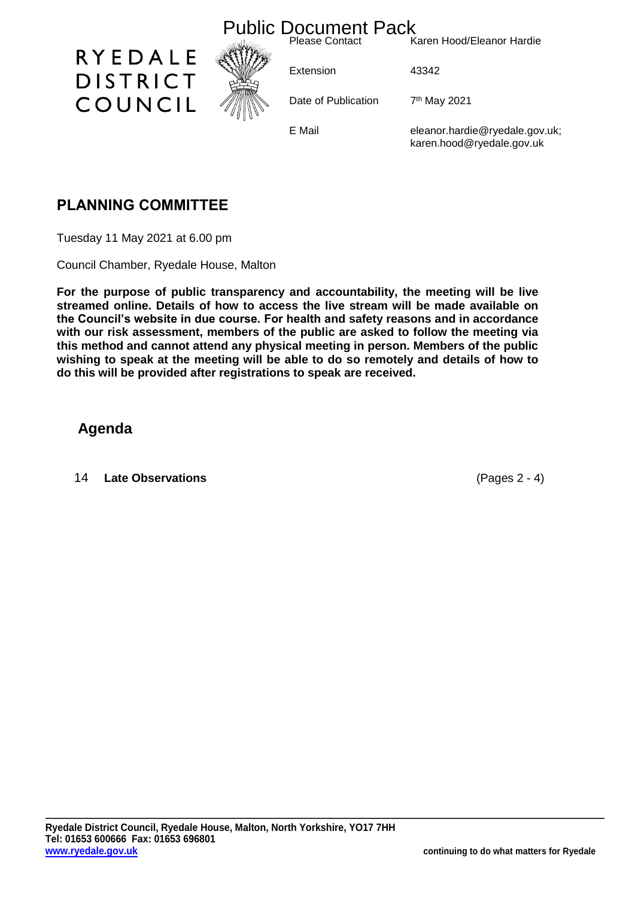# Public Document Pack

**RYEDALE DISTRICT COUNCIL**

| | |
|---|---|
| Please Contact | Karen Hood/Eleanor Hardie |
| Extension | 43342 |
| Date of Publication | 7th May 2021 |
| E Mail | eleanor.hardie@ryedale.gov.uk; karen.hood@ryedale.gov.uk |

## PLANNING COMMITTEE

Tuesday 11 May 2021 at 6.00 pm

Council Chamber, Ryedale House, Malton

**For the purpose of public transparency and accountability, the meeting will be live streamed online. Details of how to access the live stream will be made available on the Council's website in due course. For health and safety reasons and in accordance with our risk assessment, members of the public are asked to follow the meeting via this method and cannot attend any physical meeting in person. Members of the public wishing to speak at the meeting will be able to do so remotely and details of how to do this will be provided after registrations to speak are received.**

## Agenda

14 **Late Observations** (Pages 2 - 4)

**Ryedale District Council, Ryedale House, Malton, North Yorkshire, YO17 7HH**
**Tel: 01653 600666 Fax: 01653 696801**
**www.ryedale.gov.uk**

**continuing to do what matters for Ryedale**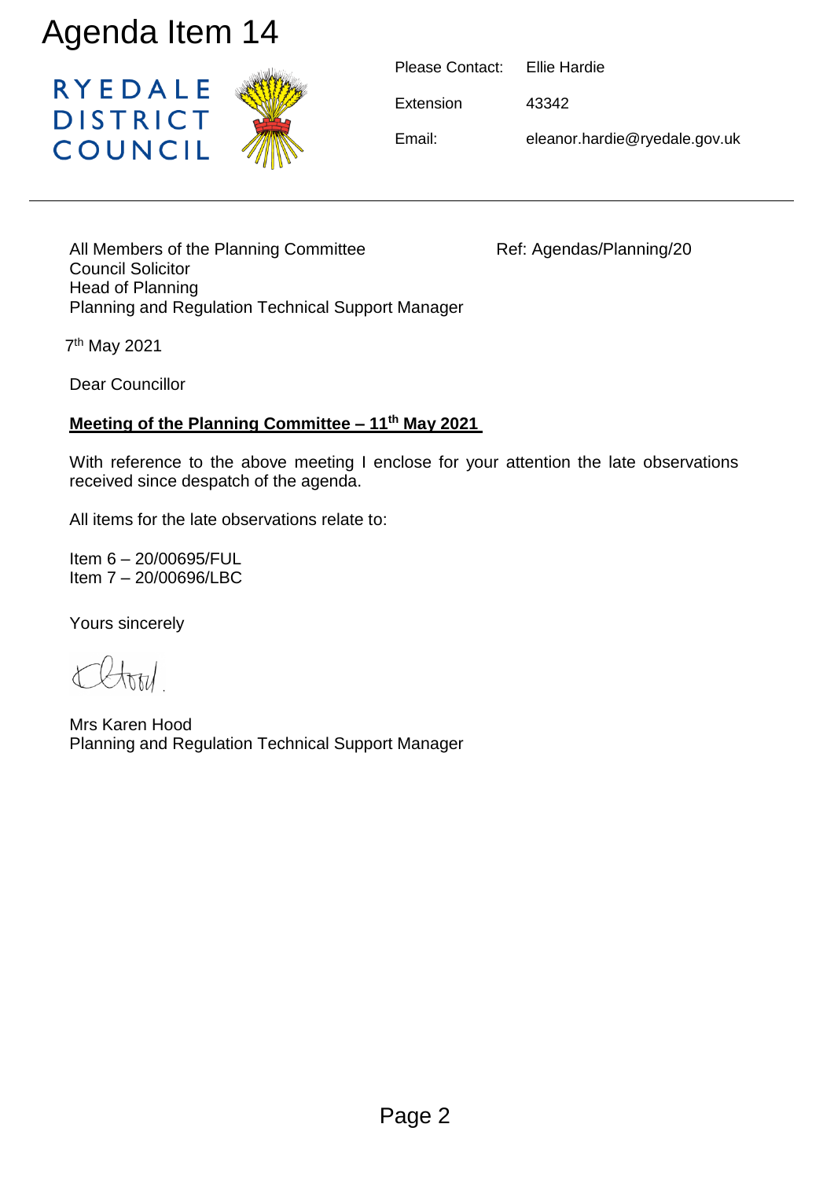# Agenda Item 14

RYEDALE DISTRICT COUNCIL

Please Contact: Ellie Hardie

Extension 43342

Email: eleanor.hardie@ryedale.gov.uk

All Members of the Planning Committee
Council Solicitor
Head of Planning
Planning and Regulation Technical Support Manager

Ref: Agendas/Planning/20

7th May 2021

Dear Councillor

**Meeting of the Planning Committee – 11th May 2021**

With reference to the above meeting I enclose for your attention the late observations received since despatch of the agenda.

All items for the late observations relate to:

Item 6 – 20/00695/FUL
Item 7 – 20/00696/LBC

Yours sincerely

Mrs Karen Hood
Planning and Regulation Technical Support Manager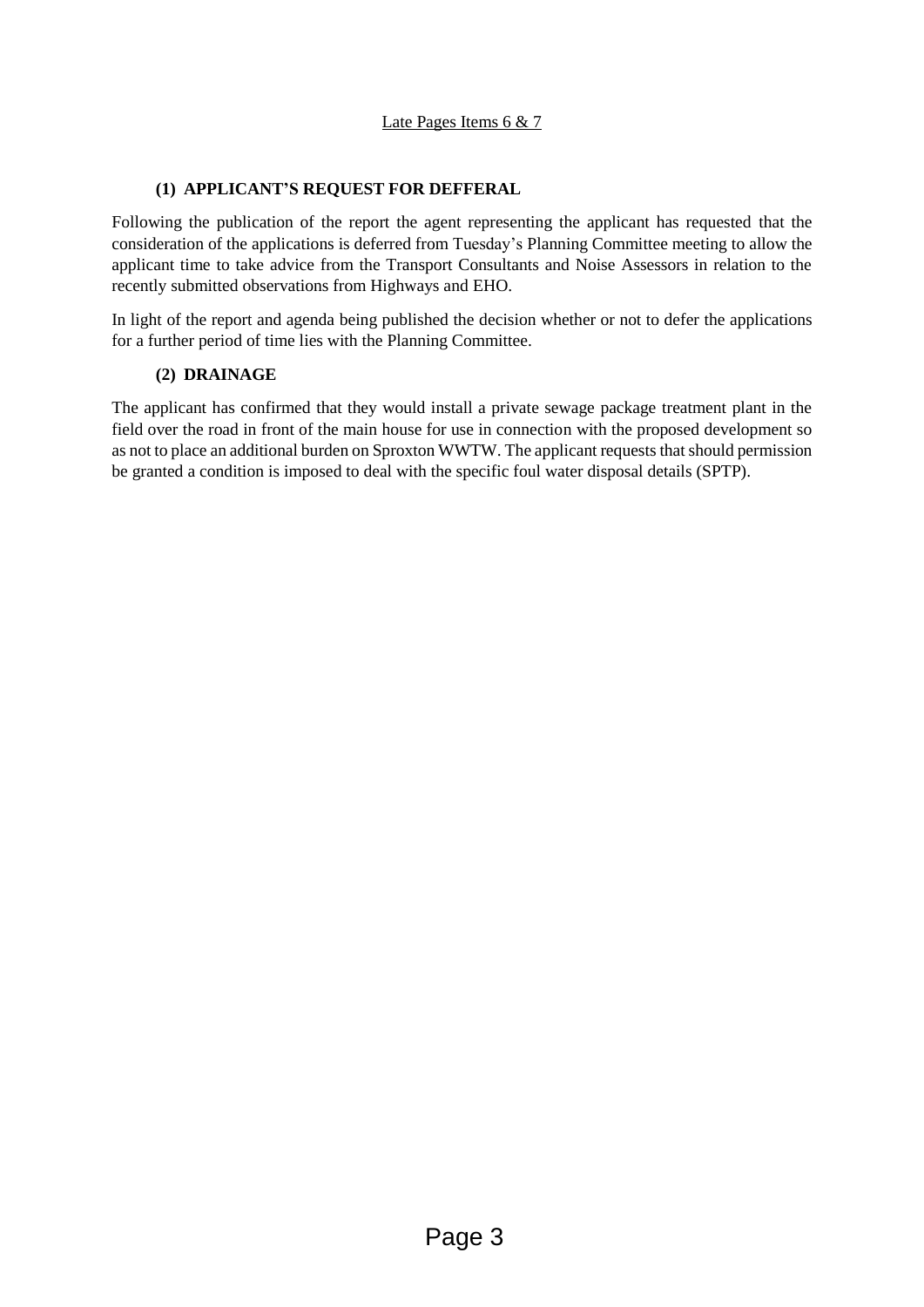Late Pages Items 6 & 7

### (1) APPLICANT'S REQUEST FOR DEFFERAL

Following the publication of the report the agent representing the applicant has requested that the consideration of the applications is deferred from Tuesday's Planning Committee meeting to allow the applicant time to take advice from the Transport Consultants and Noise Assessors in relation to the recently submitted observations from Highways and EHO.

In light of the report and agenda being published the decision whether or not to defer the applications for a further period of time lies with the Planning Committee.

### (2) DRAINAGE

The applicant has confirmed that they would install a private sewage package treatment plant in the field over the road in front of the main house for use in connection with the proposed development so as not to place an additional burden on Sproxton WWTW. The applicant requests that should permission be granted a condition is imposed to deal with the specific foul water disposal details (SPTP).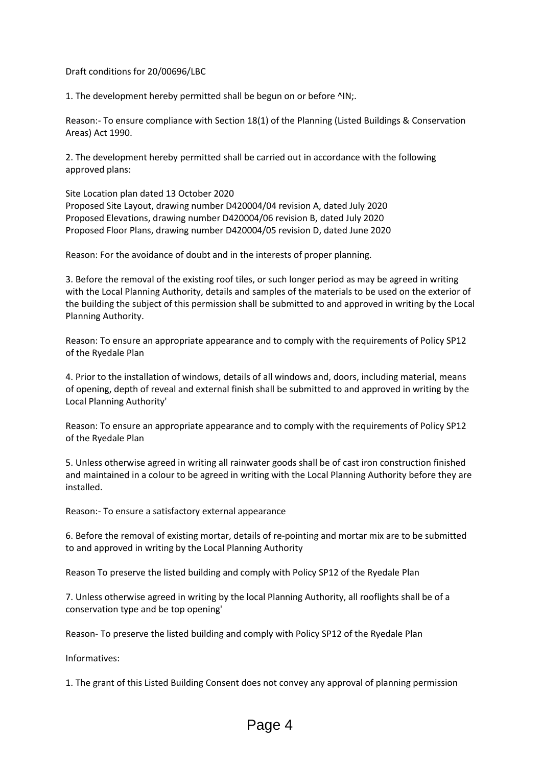Draft conditions for 20/00696/LBC

1. The development hereby permitted shall be begun on or before ^IN;.

Reason:- To ensure compliance with Section 18(1) of the Planning (Listed Buildings & Conservation Areas) Act 1990.

2. The development hereby permitted shall be carried out in accordance with the following approved plans:

Site Location plan dated 13 October 2020
Proposed Site Layout, drawing number D420004/04 revision A, dated July 2020
Proposed Elevations, drawing number D420004/06 revision B, dated July 2020
Proposed Floor Plans, drawing number D420004/05 revision D, dated June 2020

Reason: For the avoidance of doubt and in the interests of proper planning.

3. Before the removal of the existing roof tiles, or such longer period as may be agreed in writing with the Local Planning Authority, details and samples of the materials to be used on the exterior of the building the subject of this permission shall be submitted to and approved in writing by the Local Planning Authority.

Reason: To ensure an appropriate appearance and to comply with the requirements of Policy SP12 of the Ryedale Plan

4. Prior to the installation of windows, details of all windows and, doors, including material, means of opening, depth of reveal and external finish shall be submitted to and approved in writing by the Local Planning Authority'

Reason: To ensure an appropriate appearance and to comply with the requirements of Policy SP12 of the Ryedale Plan

5. Unless otherwise agreed in writing all rainwater goods shall be of cast iron construction finished and maintained in a colour to be agreed in writing with the Local Planning Authority before they are installed.

Reason:- To ensure a satisfactory external appearance

6. Before the removal of existing mortar, details of re-pointing and mortar mix are to be submitted to and approved in writing by the Local Planning Authority

Reason To preserve the listed building and comply with Policy SP12 of the Ryedale Plan

7. Unless otherwise agreed in writing by the local Planning Authority, all rooflights shall be of a conservation type and be top opening'

Reason- To preserve the listed building and comply with Policy SP12 of the Ryedale Plan

Informatives:

1. The grant of this Listed Building Consent does not convey any approval of planning permission